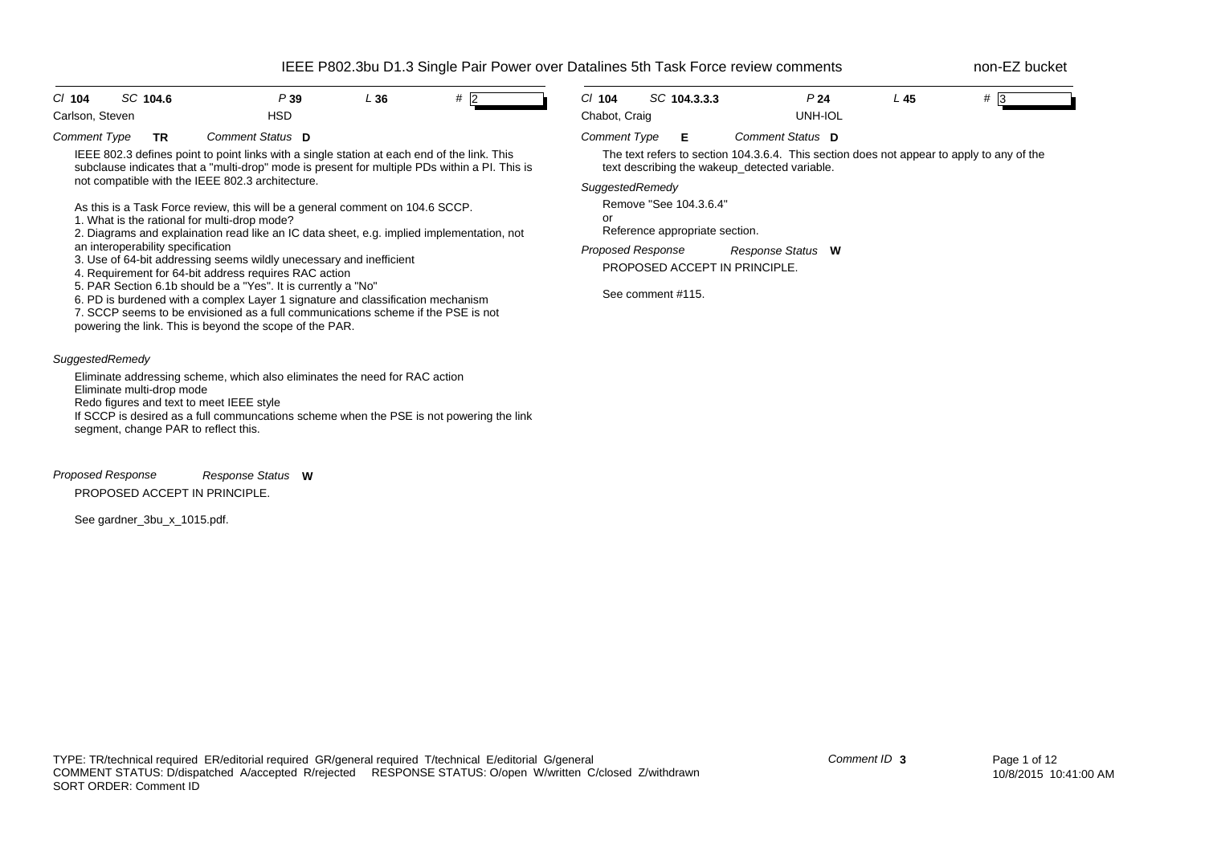| Cl 104 | SC 104.6 | P 39 | L 36 | # 2 |
|---|---|---|---|---|
| Carlson, Steven | | HSD | | |

*Comment Type* **TR** *Comment Status* **D**

IEEE 802.3 defines point to point links with a single station at each end of the link. This subclause indicates that a "multi-drop" mode is present for multiple PDs within a PI. This is not compatible with the IEEE 802.3 architecture.

As this is a Task Force review, this will be a general comment on 104.6 SCCP.
1. What is the rational for multi-drop mode?
2. Diagrams and explaination read like an IC data sheet, e.g. implied implementation, not an interoperability specification
3. Use of 64-bit addressing seems wildly unecessary and inefficient
4. Requirement for 64-bit address requires RAC action
5. PAR Section 6.1b should be a "Yes". It is currently a "No"
6. PD is burdened with a complex Layer 1 signature and classification mechanism
7. SCCP seems to be envisioned as a full communications scheme if the PSE is not powering the link. This is beyond the scope of the PAR.

*SuggestedRemedy*

Eliminate addressing scheme, which also eliminates the need for RAC action
Eliminate multi-drop mode
Redo figures and text to meet IEEE style
If SCCP is desired as a full communcations scheme when the PSE is not powering the link segment, change PAR to reflect this.

*Proposed Response* *Response Status* **W**

PROPOSED ACCEPT IN PRINCIPLE.

See gardner_3bu_x_1015.pdf.

| Cl 104 | SC 104.3.3.3 | P 24 | L 45 | # 3 |
|---|---|---|---|---|
| Chabot, Craig | | UNH-IOL | | |

*Comment Type* **E** *Comment Status* **D**

The text refers to section 104.3.6.4. This section does not appear to apply to any of the text describing the wakeup_detected variable.

*SuggestedRemedy*

Remove "See 104.3.6.4"
or
Reference appropriate section.

*Proposed Response* *Response Status* **W**

PROPOSED ACCEPT IN PRINCIPLE.

See comment #115.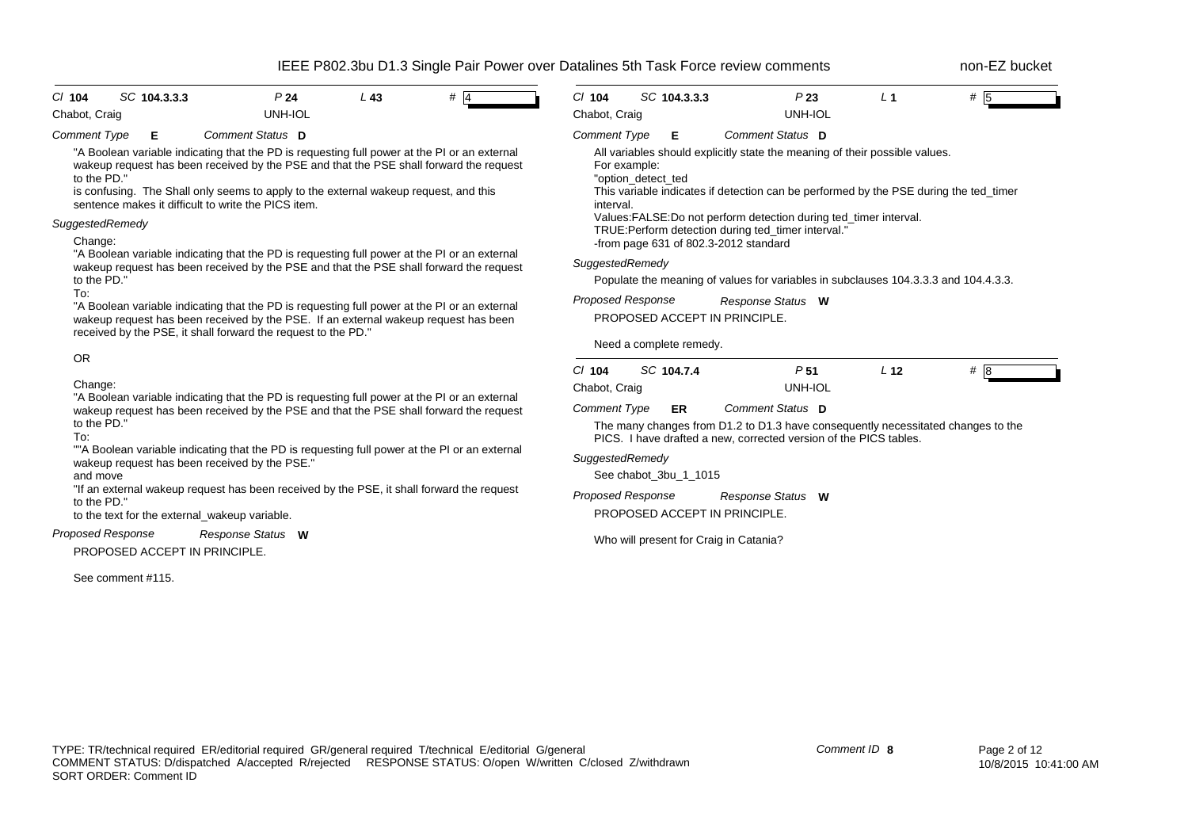| Cl 104 | SC 104.3.3.3 | P 24 | L 43 | # 4 |
|---|---|---|---|---|
| Chabot, Craig | | UNH-IOL | | |

*Comment Type* **E** *Comment Status* **D**

"A Boolean variable indicating that the PD is requesting full power at the PI or an external wakeup request has been received by the PSE and that the PSE shall forward the request to the PD."

is confusing. The Shall only seems to apply to the external wakeup request, and this sentence makes it difficult to write the PICS item.

*SuggestedRemedy*

Change:

"A Boolean variable indicating that the PD is requesting full power at the PI or an external wakeup request has been received by the PSE and that the PSE shall forward the request to the PD."

To:

"A Boolean variable indicating that the PD is requesting full power at the PI or an external wakeup request has been received by the PSE. If an external wakeup request has been received by the PSE, it shall forward the request to the PD."

OR

Change:

"A Boolean variable indicating that the PD is requesting full power at the PI or an external wakeup request has been received by the PSE and that the PSE shall forward the request to the PD."

To:

""A Boolean variable indicating that the PD is requesting full power at the PI or an external wakeup request has been received by the PSE."

and move

"If an external wakeup request has been received by the PSE, it shall forward the request to the PD."

to the text for the external_wakeup variable.

*Proposed Response* *Response Status* **W**

PROPOSED ACCEPT IN PRINCIPLE.

See comment #115.

---

| Cl 104 | SC 104.3.3.3 | P 23 | L 1 | # 5 |
|---|---|---|---|---|
| Chabot, Craig | | UNH-IOL | | |

*Comment Type* **E** *Comment Status* **D**

All variables should explicitly state the meaning of their possible values.

For example:

"option_detect_ted

This variable indicates if detection can be performed by the PSE during the ted_timer interval.

Values:FALSE:Do not perform detection during ted_timer interval.

TRUE:Perform detection during ted_timer interval."

-from page 631 of 802.3-2012 standard

*SuggestedRemedy*

Populate the meaning of values for variables in subclauses 104.3.3.3 and 104.4.3.3.

*Proposed Response* *Response Status* **W**

PROPOSED ACCEPT IN PRINCIPLE.

Need a complete remedy.

---

| Cl 104 | SC 104.7.4 | P 51 | L 12 | # 8 |
|---|---|---|---|---|
| Chabot, Craig | | UNH-IOL | | |

*Comment Type* **ER** *Comment Status* **D**

The many changes from D1.2 to D1.3 have consequently necessitated changes to the PICS. I have drafted a new, corrected version of the PICS tables.

*SuggestedRemedy*

See chabot_3bu_1_1015

*Proposed Response* *Response Status* **W**

PROPOSED ACCEPT IN PRINCIPLE.

Who will present for Craig in Catania?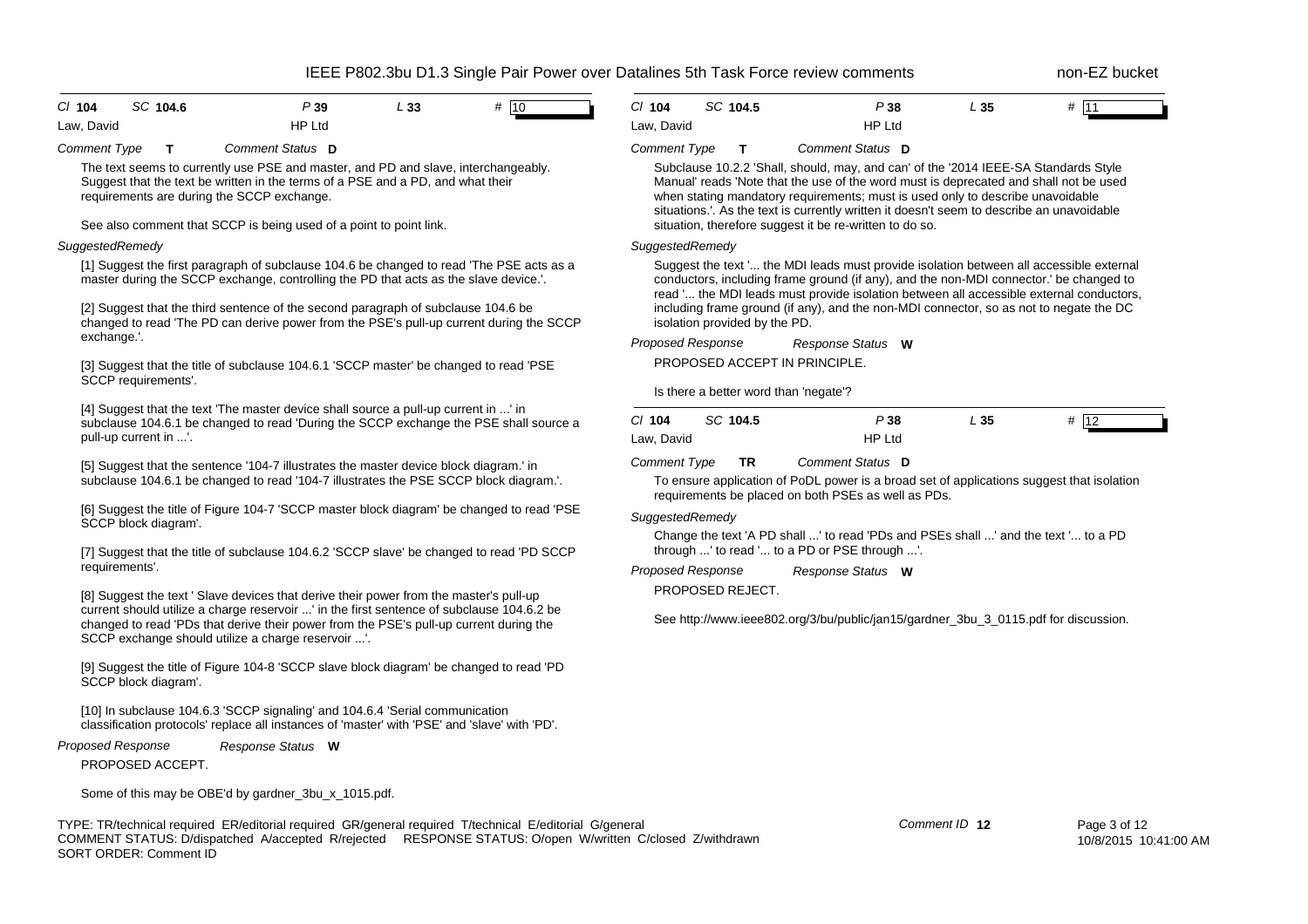| Cl 104 | SC 104.6 | P 39 | L 33 | # 10 |
|---|---|---|---|---|
| Law, David | | HP Ltd | | |

*Comment Type* **T** *Comment Status* **D**

The text seems to currently use PSE and master, and PD and slave, interchangeably. Suggest that the text be written in the terms of a PSE and a PD, and what their requirements are during the SCCP exchange.

See also comment that SCCP is being used of a point to point link.

*SuggestedRemedy*

[1] Suggest the first paragraph of subclause 104.6 be changed to read 'The PSE acts as a master during the SCCP exchange, controlling the PD that acts as the slave device.'.

[2] Suggest that the third sentence of the second paragraph of subclause 104.6 be changed to read 'The PD can derive power from the PSE's pull-up current during the SCCP exchange.'.

[3] Suggest that the title of subclause 104.6.1 'SCCP master' be changed to read 'PSE SCCP requirements'.

[4] Suggest that the text 'The master device shall source a pull-up current in ...' in subclause 104.6.1 be changed to read 'During the SCCP exchange the PSE shall source a pull-up current in ...'.

[5] Suggest that the sentence '104-7 illustrates the master device block diagram.' in subclause 104.6.1 be changed to read '104-7 illustrates the PSE SCCP block diagram.'.

[6] Suggest the title of Figure 104-7 'SCCP master block diagram' be changed to read 'PSE SCCP block diagram'.

[7] Suggest that the title of subclause 104.6.2 'SCCP slave' be changed to read 'PD SCCP requirements'.

[8] Suggest the text ' Slave devices that derive their power from the master's pull-up current should utilize a charge reservoir ...' in the first sentence of subclause 104.6.2 be changed to read 'PDs that derive their power from the PSE's pull-up current during the SCCP exchange should utilize a charge reservoir ...'.

[9] Suggest the title of Figure 104-8 'SCCP slave block diagram' be changed to read 'PD SCCP block diagram'.

[10] In subclause 104.6.3 'SCCP signaling' and 104.6.4 'Serial communication classification protocols' replace all instances of 'master' with 'PSE' and 'slave' with 'PD'.

*Proposed Response* *Response Status* **W**

PROPOSED ACCEPT.

Some of this may be OBE'd by gardner_3bu_x_1015.pdf.

---

| Cl 104 | SC 104.5 | P 38 | L 35 | # 11 |
|---|---|---|---|---|
| Law, David | | HP Ltd | | |

*Comment Type* **T** *Comment Status* **D**

Subclause 10.2.2 'Shall, should, may, and can' of the '2014 IEEE-SA Standards Style Manual' reads 'Note that the use of the word must is deprecated and shall not be used when stating mandatory requirements; must is used only to describe unavoidable situations.'. As the text is currently written it doesn't seem to describe an unavoidable situation, therefore suggest it be re-written to do so.

*SuggestedRemedy*

Suggest the text '... the MDI leads must provide isolation between all accessible external conductors, including frame ground (if any), and the non-MDI connector.' be changed to read '... the MDI leads must provide isolation between all accessible external conductors, including frame ground (if any), and the non-MDI connector, so as not to negate the DC isolation provided by the PD.

*Proposed Response* *Response Status* **W**

PROPOSED ACCEPT IN PRINCIPLE.

Is there a better word than 'negate'?

---

| Cl 104 | SC 104.5 | P 38 | L 35 | # 12 |
|---|---|---|---|---|
| Law, David | | HP Ltd | | |

*Comment Type* **TR** *Comment Status* **D**

To ensure application of PoDL power is a broad set of applications suggest that isolation requirements be placed on both PSEs as well as PDs.

*SuggestedRemedy*

Change the text 'A PD shall ...' to read 'PDs and PSEs shall ...' and the text '... to a PD through ...' to read '... to a PD or PSE through ...'.

*Proposed Response* *Response Status* **W**

PROPOSED REJECT.

See http://www.ieee802.org/3/bu/public/jan15/gardner_3bu_3_0115.pdf for discussion.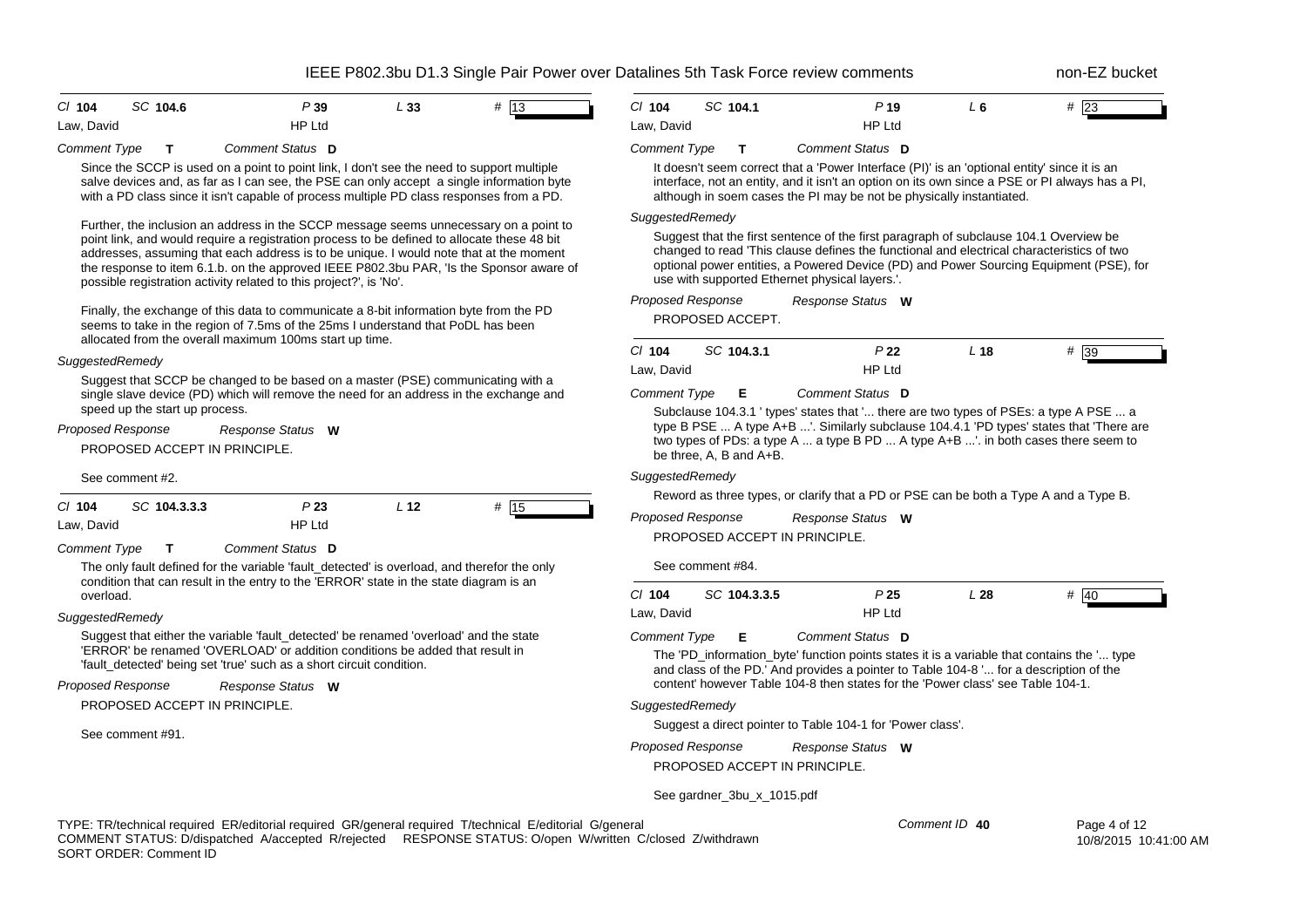**Cl 104 SC 104.6 P 39 L 33 # 13**

Law, David — HP Ltd

*Comment Type* **T** *Comment Status* **D**

Since the SCCP is used on a point to point link, I don't see the need to support multiple salve devices and, as far as I can see, the PSE can only accept a single information byte with a PD class since it isn't capable of process multiple PD class responses from a PD.

Further, the inclusion an address in the SCCP message seems unnecessary on a point to point link, and would require a registration process to be defined to allocate these 48 bit addresses, assuming that each address is to be unique. I would note that at the moment the response to item 6.1.b. on the approved IEEE P802.3bu PAR, 'Is the Sponsor aware of possible registration activity related to this project?', is 'No'.

Finally, the exchange of this data to communicate a 8-bit information byte from the PD seems to take in the region of 7.5ms of the 25ms I understand that PoDL has been allocated from the overall maximum 100ms start up time.

*SuggestedRemedy*

Suggest that SCCP be changed to be based on a master (PSE) communicating with a single slave device (PD) which will remove the need for an address in the exchange and speed up the start up process.

*Proposed Response* *Response Status* **W**

PROPOSED ACCEPT IN PRINCIPLE.

See comment #2.

---

**Cl 104 SC 104.3.3.3 P 23 L 12 # 15**

Law, David — HP Ltd

*Comment Type* **T** *Comment Status* **D**

The only fault defined for the variable 'fault_detected' is overload, and therefor the only condition that can result in the entry to the 'ERROR' state in the state diagram is an overload.

*SuggestedRemedy*

Suggest that either the variable 'fault_detected' be renamed 'overload' and the state 'ERROR' be renamed 'OVERLOAD' or addition conditions be added that result in 'fault_detected' being set 'true' such as a short circuit condition.

*Proposed Response* *Response Status* **W**

PROPOSED ACCEPT IN PRINCIPLE.

See comment #91.

---

**Cl 104 SC 104.1 P 19 L 6 # 23**

Law, David — HP Ltd

*Comment Type* **T** *Comment Status* **D**

It doesn't seem correct that a 'Power Interface (PI)' is an 'optional entity' since it is an interface, not an entity, and it isn't an option on its own since a PSE or PI always has a PI, although in soem cases the PI may be not be physically instantiated.

*SuggestedRemedy*

Suggest that the first sentence of the first paragraph of subclause 104.1 Overview be changed to read 'This clause defines the functional and electrical characteristics of two optional power entities, a Powered Device (PD) and Power Sourcing Equipment (PSE), for use with supported Ethernet physical layers.'.

*Proposed Response* *Response Status* **W**

PROPOSED ACCEPT.

---

**Cl 104 SC 104.3.1 P 22 L 18 # 39**

Law, David — HP Ltd

*Comment Type* **E** *Comment Status* **D**

Subclause 104.3.1 ' types' states that '... there are two types of PSEs: a type A PSE ... a type B PSE ... A type A+B ...'. Similarly subclause 104.4.1 'PD types' states that 'There are two types of PDs: a type A ... a type B PD ... A type A+B ...'. in both cases there seem to be three, A, B and A+B.

*SuggestedRemedy*

Reword as three types, or clarify that a PD or PSE can be both a Type A and a Type B.

*Proposed Response* *Response Status* **W**

PROPOSED ACCEPT IN PRINCIPLE.

See comment #84.

---

**Cl 104 SC 104.3.3.5 P 25 L 28 # 40**

Law, David — HP Ltd

*Comment Type* **E** *Comment Status* **D**

The 'PD_information_byte' function points states it is a variable that contains the '... type and class of the PD.' And provides a pointer to Table 104-8 '... for a description of the content' however Table 104-8 then states for the 'Power class' see Table 104-1.

*SuggestedRemedy*

Suggest a direct pointer to Table 104-1 for 'Power class'.

*Proposed Response* *Response Status* **W**

PROPOSED ACCEPT IN PRINCIPLE.

See gardner_3bu_x_1015.pdf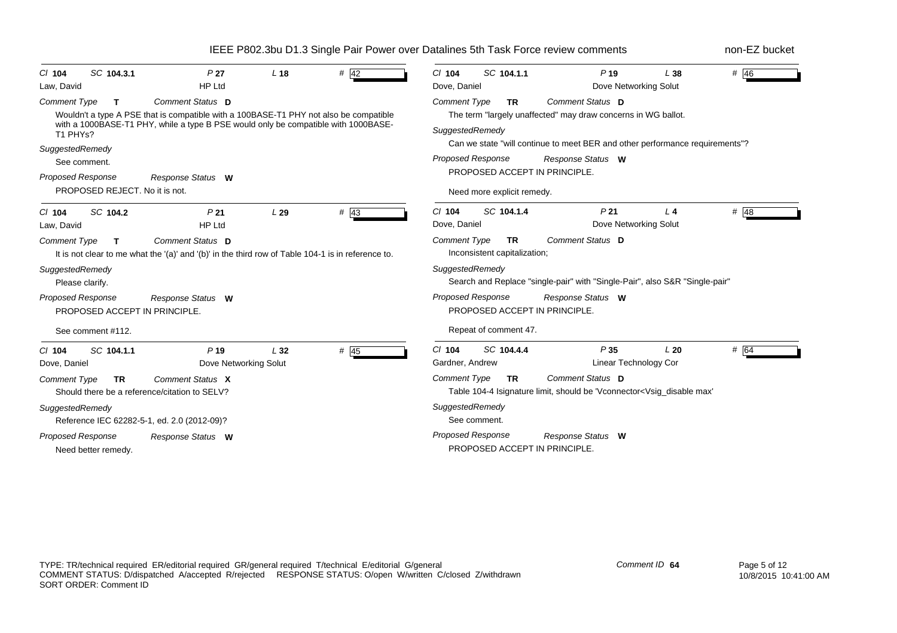IEEE P802.3bu D1.3 Single Pair Power over Datalines 5th Task Force review comments — non-EZ bucket

---

**Cl** 104 **SC** 104.3.1 **P** 27 **L** 18 **#** 42

Law, David — HP Ltd

*Comment Type* **T** *Comment Status* **D**

Wouldn't a type A PSE that is compatible with a 100BASE-T1 PHY not also be compatible with a 1000BASE-T1 PHY, while a type B PSE would only be compatible with 1000BASE-T1 PHYs?

*SuggestedRemedy*

See comment.

*Proposed Response* *Response Status* **W**

PROPOSED REJECT. No it is not.

---

**Cl** 104 **SC** 104.2 **P** 21 **L** 29 **#** 43

Law, David — HP Ltd

*Comment Type* **T** *Comment Status* **D**

It is not clear to me what the '(a)' and '(b)' in the third row of Table 104-1 is in reference to.

*SuggestedRemedy*

Please clarify.

*Proposed Response* *Response Status* **W**

PROPOSED ACCEPT IN PRINCIPLE.

See comment #112.

---

**Cl** 104 **SC** 104.1.1 **P** 19 **L** 32 **#** 45

Dove, Daniel — Dove Networking Solut

*Comment Type* **TR** *Comment Status* **X**

Should there be a reference/citation to SELV?

*SuggestedRemedy*

Reference IEC 62282-5-1, ed. 2.0 (2012-09)?

*Proposed Response* *Response Status* **W**

Need better remedy.

---

**Cl** 104 **SC** 104.1.1 **P** 19 **L** 38 **#** 46

Dove, Daniel — Dove Networking Solut

*Comment Type* **TR** *Comment Status* **D**

The term "largely unaffected" may draw concerns in WG ballot.

*SuggestedRemedy*

Can we state "will continue to meet BER and other performance requirements"?

*Proposed Response* *Response Status* **W**

PROPOSED ACCEPT IN PRINCIPLE.

Need more explicit remedy.

---

**Cl** 104 **SC** 104.1.4 **P** 21 **L** 4 **#** 48

Dove, Daniel — Dove Networking Solut

*Comment Type* **TR** *Comment Status* **D**

Inconsistent capitalization;

*SuggestedRemedy*

Search and Replace "single-pair" with "Single-Pair", also S&R "Single-pair"

*Proposed Response* *Response Status* **W**

PROPOSED ACCEPT IN PRINCIPLE.

Repeat of comment 47.

---

**Cl** 104 **SC** 104.4.4 **P** 35 **L** 20 **#** 64

Gardner, Andrew — Linear Technology Cor

*Comment Type* **TR** *Comment Status* **D**

Table 104-4 Isignature limit, should be 'Vconnector<Vsig_disable max'

*SuggestedRemedy*

See comment.

*Proposed Response* *Response Status* **W**

PROPOSED ACCEPT IN PRINCIPLE.

---

TYPE: TR/technical required ER/editorial required GR/general required T/technical E/editorial G/general
COMMENT STATUS: D/dispatched A/accepted R/rejected RESPONSE STATUS: O/open W/written C/closed Z/withdrawn
SORT ORDER: Comment ID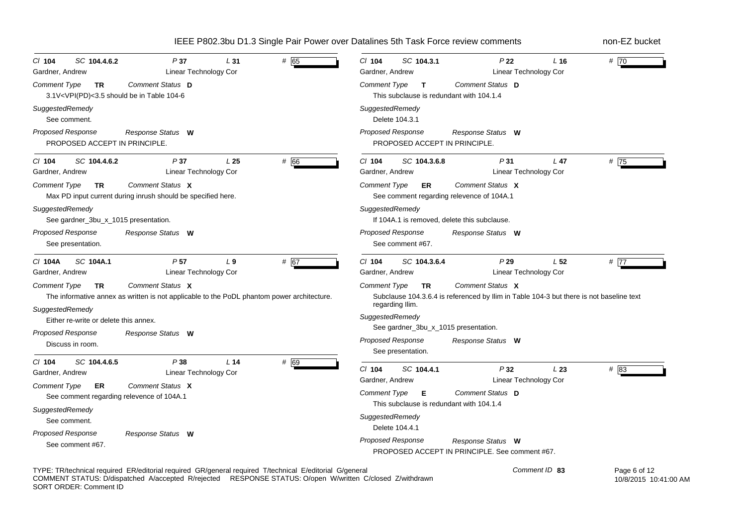| Cl 104 | SC 104.4.6.2 | P 37 | L 31 | # 65 |
|---|---|---|---|---|

Gardner, Andrew — Linear Technology Cor

*Comment Type* **TR** *Comment Status* **D**

3.1V<VPI(PD)<3.5 should be in Table 104-6

*SuggestedRemedy*

See comment.

*Proposed Response* *Response Status* **W**

PROPOSED ACCEPT IN PRINCIPLE.

---

| Cl 104 | SC 104.4.6.2 | P 37 | L 25 | # 66 |
|---|---|---|---|---|

Gardner, Andrew — Linear Technology Cor

*Comment Type* **TR** *Comment Status* **X**

Max PD input current during inrush should be specified here.

*SuggestedRemedy*

See gardner_3bu_x_1015 presentation.

*Proposed Response* *Response Status* **W**

See presentation.

---

| Cl 104A | SC 104A.1 | P 57 | L 9 | # 67 |
|---|---|---|---|---|

Gardner, Andrew — Linear Technology Cor

*Comment Type* **TR** *Comment Status* **X**

The informative annex as written is not applicable to the PoDL phantom power architecture.

*SuggestedRemedy*

Either re-write or delete this annex.

*Proposed Response* *Response Status* **W**

Discuss in room.

---

| Cl 104 | SC 104.4.6.5 | P 38 | L 14 | # 69 |
|---|---|---|---|---|

Gardner, Andrew — Linear Technology Cor

*Comment Type* **ER** *Comment Status* **X**

See comment regarding relevence of 104A.1

*SuggestedRemedy*

See comment.

*Proposed Response* *Response Status* **W**

See comment #67.

---

| Cl 104 | SC 104.3.1 | P 22 | L 16 | # 70 |
|---|---|---|---|---|

Gardner, Andrew — Linear Technology Cor

*Comment Type* **T** *Comment Status* **D**

This subclause is redundant with 104.1.4

*SuggestedRemedy*

Delete 104.3.1

*Proposed Response* *Response Status* **W**

PROPOSED ACCEPT IN PRINCIPLE.

---

| Cl 104 | SC 104.3.6.8 | P 31 | L 47 | # 75 |
|---|---|---|---|---|

Gardner, Andrew — Linear Technology Cor

*Comment Type* **ER** *Comment Status* **X**

See comment regarding relevance of 104A.1

*SuggestedRemedy*

If 104A.1 is removed, delete this subclause.

*Proposed Response* *Response Status* **W**

See comment #67.

---

| Cl 104 | SC 104.3.6.4 | P 29 | L 52 | # 77 |
|---|---|---|---|---|

Gardner, Andrew — Linear Technology Cor

*Comment Type* **TR** *Comment Status* **X**

Subclause 104.3.6.4 is referenced by Ilim in Table 104-3 but there is not baseline text regarding Ilim.

*SuggestedRemedy*

See gardner_3bu_x_1015 presentation.

*Proposed Response* *Response Status* **W**

See presentation.

---

| Cl 104 | SC 104.4.1 | P 32 | L 23 | # 83 |
|---|---|---|---|---|

Gardner, Andrew — Linear Technology Cor

*Comment Type* **E** *Comment Status* **D**

This subclause is redundant with 104.1.4

*SuggestedRemedy*

Delete 104.4.1

*Proposed Response* *Response Status* **W**

PROPOSED ACCEPT IN PRINCIPLE. See comment #67.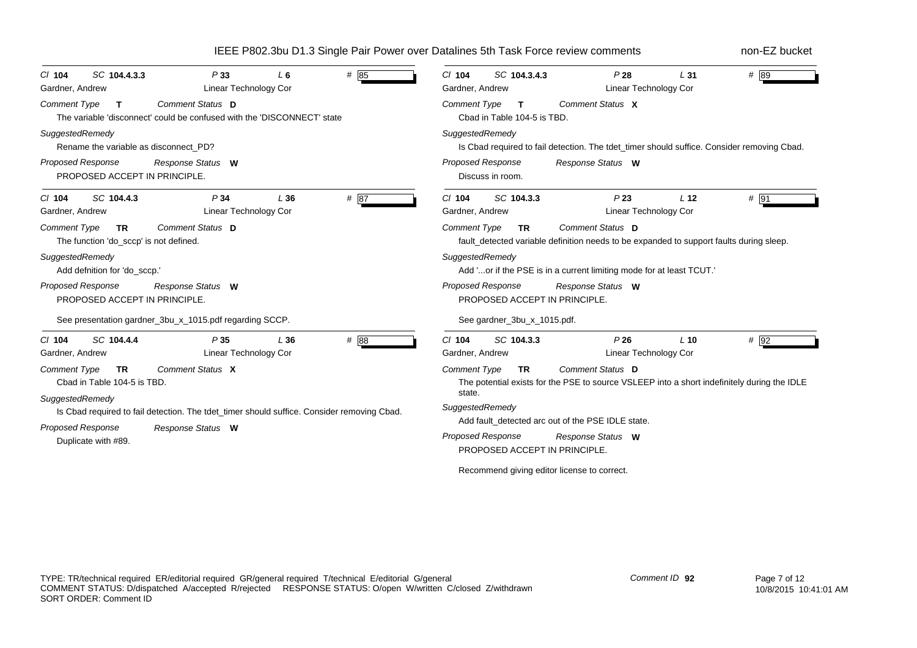| Cl 104 | SC 104.4.3.3 | P 33 | L 6 | # 85 |
|---|---|---|---|---|
| Gardner, Andrew | | Linear Technology Cor | | |

*Comment Type* **T** *Comment Status* **D**

The variable 'disconnect' could be confused with the 'DISCONNECT' state

*SuggestedRemedy*

Rename the variable as disconnect_PD?

*Proposed Response* *Response Status* **W**

PROPOSED ACCEPT IN PRINCIPLE.

---

| Cl 104 | SC 104.4.3 | P 34 | L 36 | # 87 |
|---|---|---|---|---|
| Gardner, Andrew | | Linear Technology Cor | | |

*Comment Type* **TR** *Comment Status* **D**

The function 'do_sccp' is not defined.

*SuggestedRemedy*

Add defnition for 'do_sccp.'

*Proposed Response* *Response Status* **W**

PROPOSED ACCEPT IN PRINCIPLE.

See presentation gardner_3bu_x_1015.pdf regarding SCCP.

---

| Cl 104 | SC 104.4.4 | P 35 | L 36 | # 88 |
|---|---|---|---|---|
| Gardner, Andrew | | Linear Technology Cor | | |

*Comment Type* **TR** *Comment Status* **X**

Cbad in Table 104-5 is TBD.

*SuggestedRemedy*

Is Cbad required to fail detection. The tdet_timer should suffice. Consider removing Cbad.

*Proposed Response* *Response Status* **W**

Duplicate with #89.

---

| Cl 104 | SC 104.3.4.3 | P 28 | L 31 | # 89 |
|---|---|---|---|---|
| Gardner, Andrew | | Linear Technology Cor | | |

*Comment Type* **T** *Comment Status* **X**

Cbad in Table 104-5 is TBD.

*SuggestedRemedy*

Is Cbad required to fail detection. The tdet_timer should suffice. Consider removing Cbad.

*Proposed Response* *Response Status* **W**

Discuss in room.

---

| Cl 104 | SC 104.3.3 | P 23 | L 12 | # 91 |
|---|---|---|---|---|
| Gardner, Andrew | | Linear Technology Cor | | |

*Comment Type* **TR** *Comment Status* **D**

fault_detected variable definition needs to be expanded to support faults during sleep.

*SuggestedRemedy*

Add '...or if the PSE is in a current limiting mode for at least TCUT.'

*Proposed Response* *Response Status* **W**

PROPOSED ACCEPT IN PRINCIPLE.

See gardner_3bu_x_1015.pdf.

---

| Cl 104 | SC 104.3.3 | P 26 | L 10 | # 92 |
|---|---|---|---|---|
| Gardner, Andrew | | Linear Technology Cor | | |

*Comment Type* **TR** *Comment Status* **D**

The potential exists for the PSE to source VSLEEP into a short indefinitely during the IDLE state.

*SuggestedRemedy*

Add fault_detected arc out of the PSE IDLE state.

*Proposed Response* *Response Status* **W**

PROPOSED ACCEPT IN PRINCIPLE.

Recommend giving editor license to correct.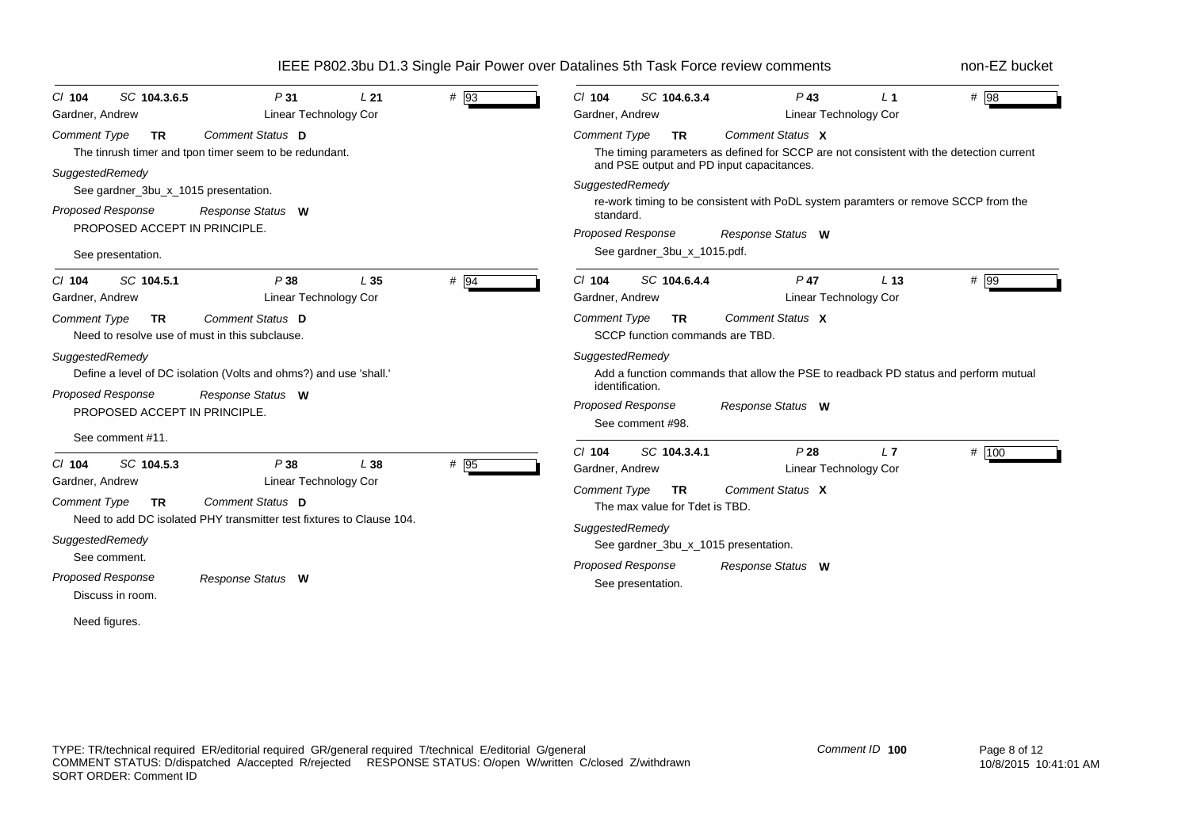| Cl 104 | SC 104.3.6.5 | P 31 | L 21 | # 93 |
|---|---|---|---|---|
| Gardner, Andrew | | Linear Technology Cor | | |

*Comment Type* **TR** *Comment Status* **D**

The tinrush timer and tpon timer seem to be redundant.

*SuggestedRemedy*

See gardner_3bu_x_1015 presentation.

*Proposed Response* *Response Status* **W**

PROPOSED ACCEPT IN PRINCIPLE.

See presentation.

---

| Cl 104 | SC 104.5.1 | P 38 | L 35 | # 94 |
|---|---|---|---|---|
| Gardner, Andrew | | Linear Technology Cor | | |

*Comment Type* **TR** *Comment Status* **D**

Need to resolve use of must in this subclause.

*SuggestedRemedy*

Define a level of DC isolation (Volts and ohms?) and use 'shall.'

*Proposed Response* *Response Status* **W**

PROPOSED ACCEPT IN PRINCIPLE.

See comment #11.

---

| Cl 104 | SC 104.5.3 | P 38 | L 38 | # 95 |
|---|---|---|---|---|
| Gardner, Andrew | | Linear Technology Cor | | |

*Comment Type* **TR** *Comment Status* **D**

Need to add DC isolated PHY transmitter test fixtures to Clause 104.

*SuggestedRemedy*

See comment.

*Proposed Response* *Response Status* **W**

Discuss in room.

Need figures.

---

| Cl 104 | SC 104.6.3.4 | P 43 | L 1 | # 98 |
|---|---|---|---|---|
| Gardner, Andrew | | Linear Technology Cor | | |

*Comment Type* **TR** *Comment Status* **X**

The timing parameters as defined for SCCP are not consistent with the detection current and PSE output and PD input capacitances.

*SuggestedRemedy*

re-work timing to be consistent with PoDL system paramters or remove SCCP from the standard.

*Proposed Response* *Response Status* **W**

See gardner_3bu_x_1015.pdf.

---

| Cl 104 | SC 104.6.4.4 | P 47 | L 13 | # 99 |
|---|---|---|---|---|
| Gardner, Andrew | | Linear Technology Cor | | |

*Comment Type* **TR** *Comment Status* **X**

SCCP function commands are TBD.

*SuggestedRemedy*

Add a function commands that allow the PSE to readback PD status and perform mutual identification.

*Proposed Response* *Response Status* **W**

See comment #98.

---

| Cl 104 | SC 104.3.4.1 | P 28 | L 7 | # 100 |
|---|---|---|---|---|
| Gardner, Andrew | | Linear Technology Cor | | |

*Comment Type* **TR** *Comment Status* **X**

The max value for Tdet is TBD.

*SuggestedRemedy*

See gardner_3bu_x_1015 presentation.

*Proposed Response* *Response Status* **W**

See presentation.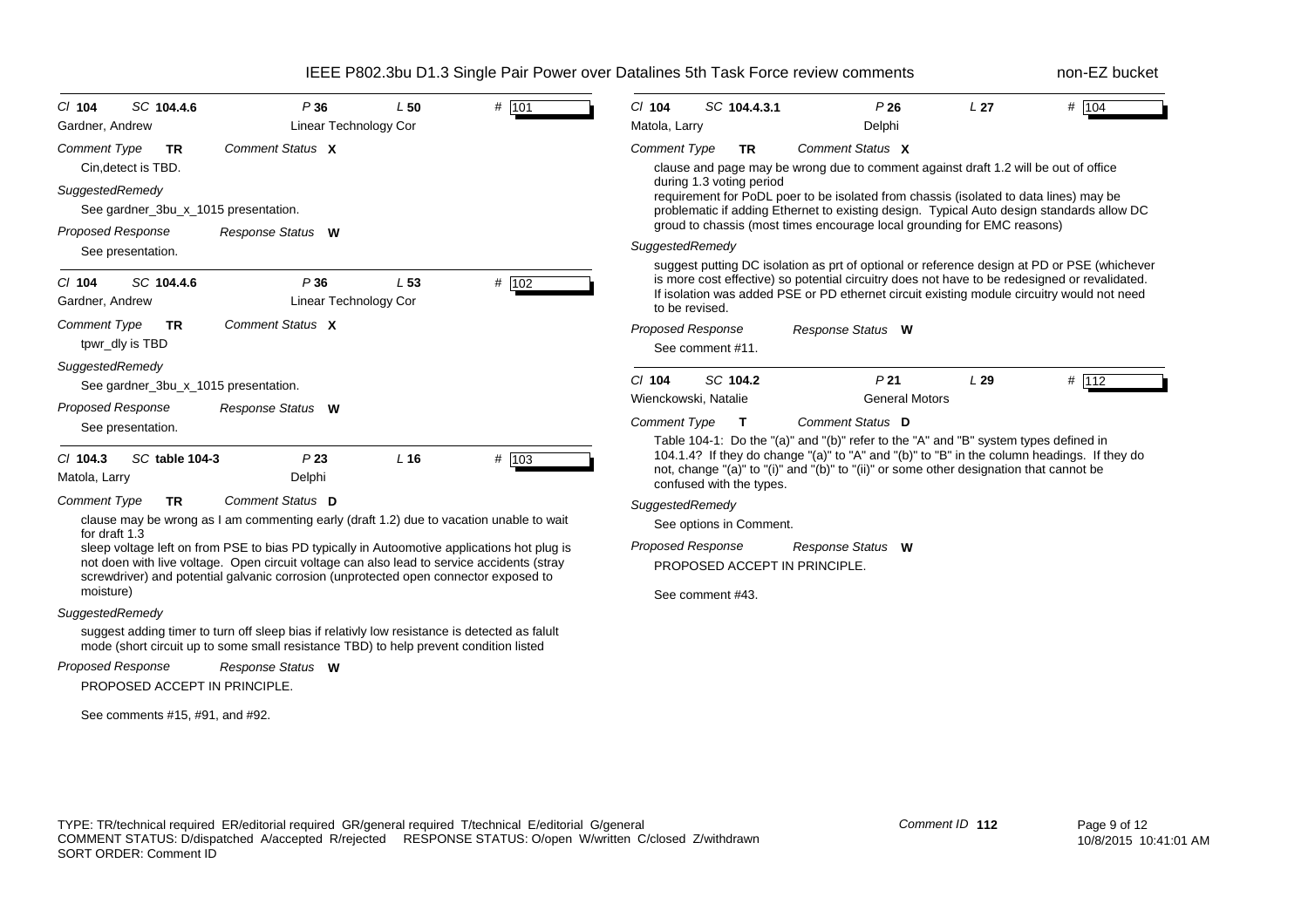**Cl 104 SC 104.4.6 P 36 L 50 # 101**
Gardner, Andrew — Linear Technology Cor

*Comment Type* **TR** *Comment Status* **X**

Cin,detect is TBD.

*SuggestedRemedy*

See gardner_3bu_x_1015 presentation.

*Proposed Response* *Response Status* **W**

See presentation.

---

**Cl 104 SC 104.4.6 P 36 L 53 # 102**
Gardner, Andrew — Linear Technology Cor

*Comment Type* **TR** *Comment Status* **X**

tpwr_dly is TBD

*SuggestedRemedy*

See gardner_3bu_x_1015 presentation.

*Proposed Response* *Response Status* **W**

See presentation.

---

**Cl 104.3 SC table 104-3 P 23 L 16 # 103**
Matola, Larry — Delphi

*Comment Type* **TR** *Comment Status* **D**

clause may be wrong as I am commenting early (draft 1.2) due to vacation unable to wait for draft 1.3
sleep voltage left on from PSE to bias PD typically in Autoomotive applications hot plug is not doen with live voltage. Open circuit voltage can also lead to service accidents (stray screwdriver) and potential galvanic corrosion (unprotected open connector exposed to moisture)

*SuggestedRemedy*

suggest adding timer to turn off sleep bias if relativly low resistance is detected as falult mode (short circuit up to some small resistance TBD) to help prevent condition listed

*Proposed Response* *Response Status* **W**

PROPOSED ACCEPT IN PRINCIPLE.

See comments #15, #91, and #92.

---

**Cl 104 SC 104.4.3.1 P 26 L 27 # 104**
Matola, Larry — Delphi

*Comment Type* **TR** *Comment Status* **X**

clause and page may be wrong due to comment against draft 1.2 will be out of office during 1.3 voting period
requirement for PoDL poer to be isolated from chassis (isolated to data lines) may be problematic if adding Ethernet to existing design. Typical Auto design standards allow DC groud to chassis (most times encourage local grounding for EMC reasons)

*SuggestedRemedy*

suggest putting DC isolation as prt of optional or reference design at PD or PSE (whichever is more cost effective) so potential circuitry does not have to be redesigned or revalidated. If isolation was added PSE or PD ethernet circuit existing module circuitry would not need to be revised.

*Proposed Response* *Response Status* **W**

See comment #11.

---

**Cl 104 SC 104.2 P 21 L 29 # 112**
Wienckowski, Natalie — General Motors

*Comment Type* **T** *Comment Status* **D**

Table 104-1: Do the "(a)" and "(b)" refer to the "A" and "B" system types defined in 104.1.4? If they do change "(a)" to "A" and "(b)" to "B" in the column headings. If they do not, change "(a)" to "(i)" and "(b)" to "(ii)" or some other designation that cannot be confused with the types.

*SuggestedRemedy*

See options in Comment.

*Proposed Response* *Response Status* **W**

PROPOSED ACCEPT IN PRINCIPLE.

See comment #43.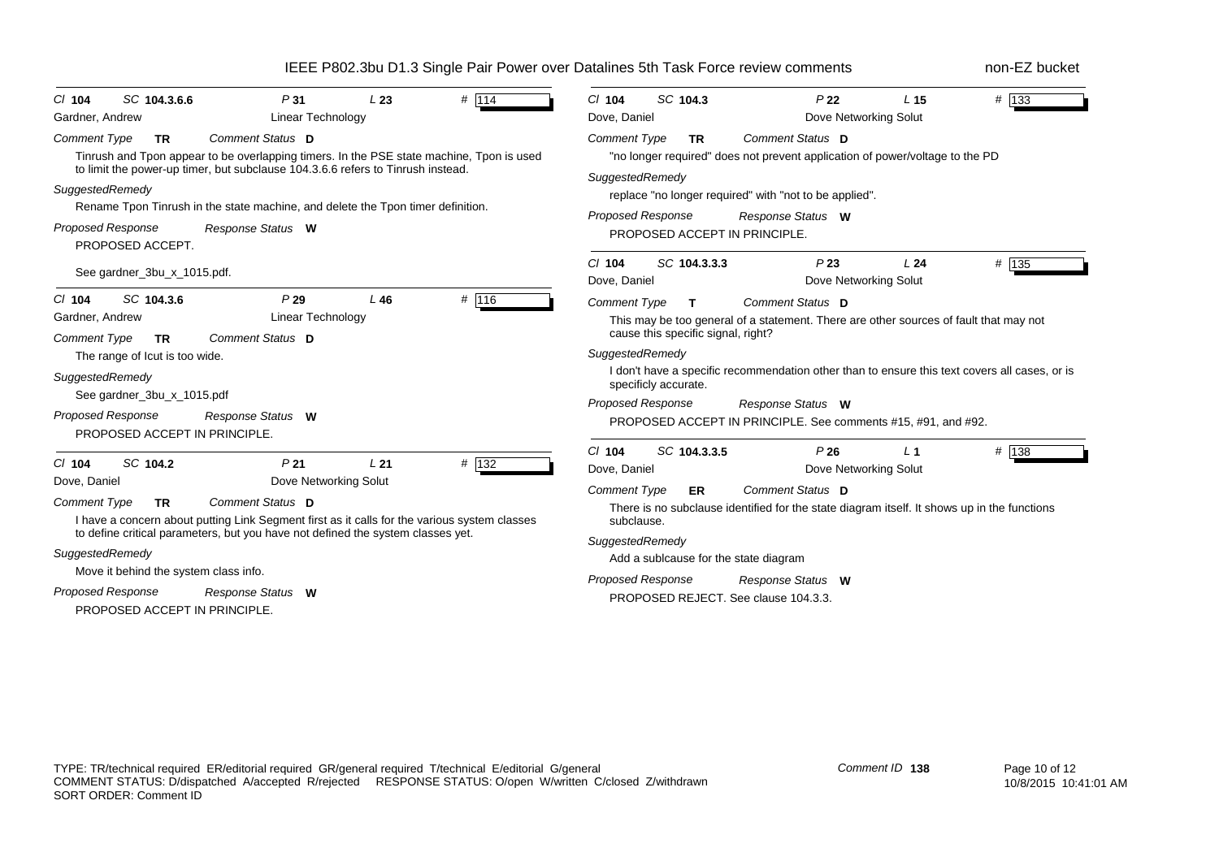**Cl** 104 **SC** 104.3.6.6 **P** 31 **L** 23 **#** 114
Gardner, Andrew — Linear Technology

*Comment Type* **TR** *Comment Status* **D**

Tinrush and Tpon appear to be overlapping timers. In the PSE state machine, Tpon is used to limit the power-up timer, but subclause 104.3.6.6 refers to Tinrush instead.

*SuggestedRemedy*

Rename Tpon Tinrush in the state machine, and delete the Tpon timer definition.

*Proposed Response* *Response Status* **W**

PROPOSED ACCEPT.

See gardner_3bu_x_1015.pdf.

---

**Cl** 104 **SC** 104.3.6 **P** 29 **L** 46 **#** 116
Gardner, Andrew — Linear Technology

*Comment Type* **TR** *Comment Status* **D**

The range of Icut is too wide.

*SuggestedRemedy*

See gardner_3bu_x_1015.pdf

*Proposed Response* *Response Status* **W**

PROPOSED ACCEPT IN PRINCIPLE.

---

**Cl** 104 **SC** 104.2 **P** 21 **L** 21 **#** 132
Dove, Daniel — Dove Networking Solut

*Comment Type* **TR** *Comment Status* **D**

I have a concern about putting Link Segment first as it calls for the various system classes to define critical parameters, but you have not defined the system classes yet.

*SuggestedRemedy*

Move it behind the system class info.

*Proposed Response* *Response Status* **W**

PROPOSED ACCEPT IN PRINCIPLE.

---

**Cl** 104 **SC** 104.3 **P** 22 **L** 15 **#** 133
Dove, Daniel — Dove Networking Solut

*Comment Type* **TR** *Comment Status* **D**

"no longer required" does not prevent application of power/voltage to the PD

*SuggestedRemedy*

replace "no longer required" with "not to be applied".

*Proposed Response* *Response Status* **W**

PROPOSED ACCEPT IN PRINCIPLE.

---

**Cl** 104 **SC** 104.3.3.3 **P** 23 **L** 24 **#** 135
Dove, Daniel — Dove Networking Solut

*Comment Type* **T** *Comment Status* **D**

This may be too general of a statement. There are other sources of fault that may not cause this specific signal, right?

*SuggestedRemedy*

I don't have a specific recommendation other than to ensure this text covers all cases, or is specificly accurate.

*Proposed Response* *Response Status* **W**

PROPOSED ACCEPT IN PRINCIPLE. See comments #15, #91, and #92.

---

**Cl** 104 **SC** 104.3.3.5 **P** 26 **L** 1 **#** 138
Dove, Daniel — Dove Networking Solut

*Comment Type* **ER** *Comment Status* **D**

There is no subclause identified for the state diagram itself. It shows up in the functions subclause.

*SuggestedRemedy*

Add a sublcause for the state diagram

*Proposed Response* *Response Status* **W**

PROPOSED REJECT. See clause 104.3.3.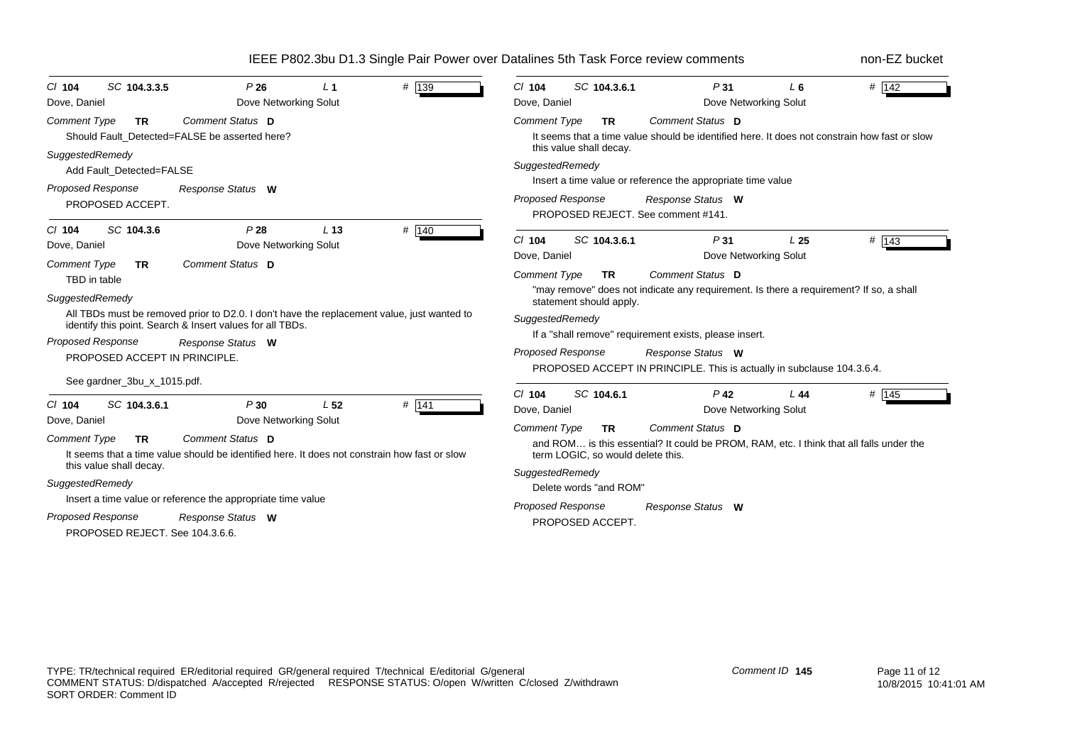| Cl 104 | SC 104.3.3.5 | P 26 | L 1 | # 139 |
|---|---|---|---|---|
| Dove, Daniel | | Dove Networking Solut | | |

*Comment Type* **TR** *Comment Status* **D**

Should Fault_Detected=FALSE be asserted here?

*SuggestedRemedy*

Add Fault_Detected=FALSE

*Proposed Response* *Response Status* **W**

PROPOSED ACCEPT.

---

| Cl 104 | SC 104.3.6 | P 28 | L 13 | # 140 |
|---|---|---|---|---|
| Dove, Daniel | | Dove Networking Solut | | |

*Comment Type* **TR** *Comment Status* **D**

TBD in table

*SuggestedRemedy*

All TBDs must be removed prior to D2.0. I don't have the replacement value, just wanted to identify this point. Search & Insert values for all TBDs.

*Proposed Response* *Response Status* **W**

PROPOSED ACCEPT IN PRINCIPLE.

See gardner_3bu_x_1015.pdf.

---

| Cl 104 | SC 104.3.6.1 | P 30 | L 52 | # 141 |
|---|---|---|---|---|
| Dove, Daniel | | Dove Networking Solut | | |

*Comment Type* **TR** *Comment Status* **D**

It seems that a time value should be identified here. It does not constrain how fast or slow this value shall decay.

*SuggestedRemedy*

Insert a time value or reference the appropriate time value

*Proposed Response* *Response Status* **W**

PROPOSED REJECT. See 104.3.6.6.

---

| Cl 104 | SC 104.3.6.1 | P 31 | L 6 | # 142 |
|---|---|---|---|---|
| Dove, Daniel | | Dove Networking Solut | | |

*Comment Type* **TR** *Comment Status* **D**

It seems that a time value should be identified here. It does not constrain how fast or slow this value shall decay.

*SuggestedRemedy*

Insert a time value or reference the appropriate time value

*Proposed Response* *Response Status* **W**

PROPOSED REJECT. See comment #141.

---

| Cl 104 | SC 104.3.6.1 | P 31 | L 25 | # 143 |
|---|---|---|---|---|
| Dove, Daniel | | Dove Networking Solut | | |

*Comment Type* **TR** *Comment Status* **D**

"may remove" does not indicate any requirement. Is there a requirement? If so, a shall statement should apply.

*SuggestedRemedy*

If a "shall remove" requirement exists, please insert.

*Proposed Response* *Response Status* **W**

PROPOSED ACCEPT IN PRINCIPLE. This is actually in subclause 104.3.6.4.

---

| Cl 104 | SC 104.6.1 | P 42 | L 44 | # 145 |
|---|---|---|---|---|
| Dove, Daniel | | Dove Networking Solut | | |

*Comment Type* **TR** *Comment Status* **D**

and ROM… is this essential? It could be PROM, RAM, etc. I think that all falls under the term LOGIC, so would delete this.

*SuggestedRemedy*

Delete words "and ROM"

*Proposed Response* *Response Status* **W**

PROPOSED ACCEPT.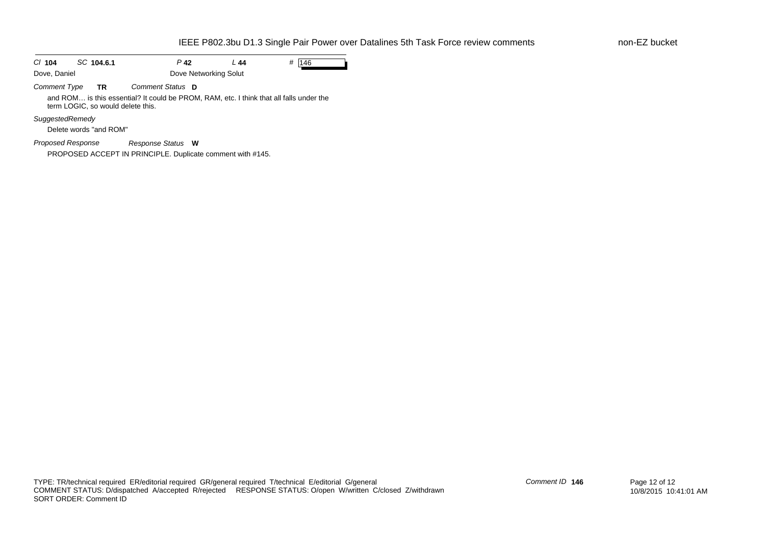| | | | | |
|---|---|---|---|---|
| *Cl* **104** | *SC* **104.6.1** | *P* **42** | *L* **44** | # 146 |
| Dove, Daniel | | Dove Networking Solut | | |

*Comment Type* **TR** *Comment Status* **D**

and ROM… is this essential? It could be PROM, RAM, etc. I think that all falls under the term LOGIC, so would delete this.

*SuggestedRemedy*

Delete words "and ROM"

*Proposed Response* *Response Status* **W**

PROPOSED ACCEPT IN PRINCIPLE. Duplicate comment with #145.

TYPE: TR/technical required ER/editorial required GR/general required T/technical E/editorial G/general
COMMENT STATUS: D/dispatched A/accepted R/rejected RESPONSE STATUS: O/open W/written C/closed Z/withdrawn
SORT ORDER: Comment ID

*Comment ID* **146**